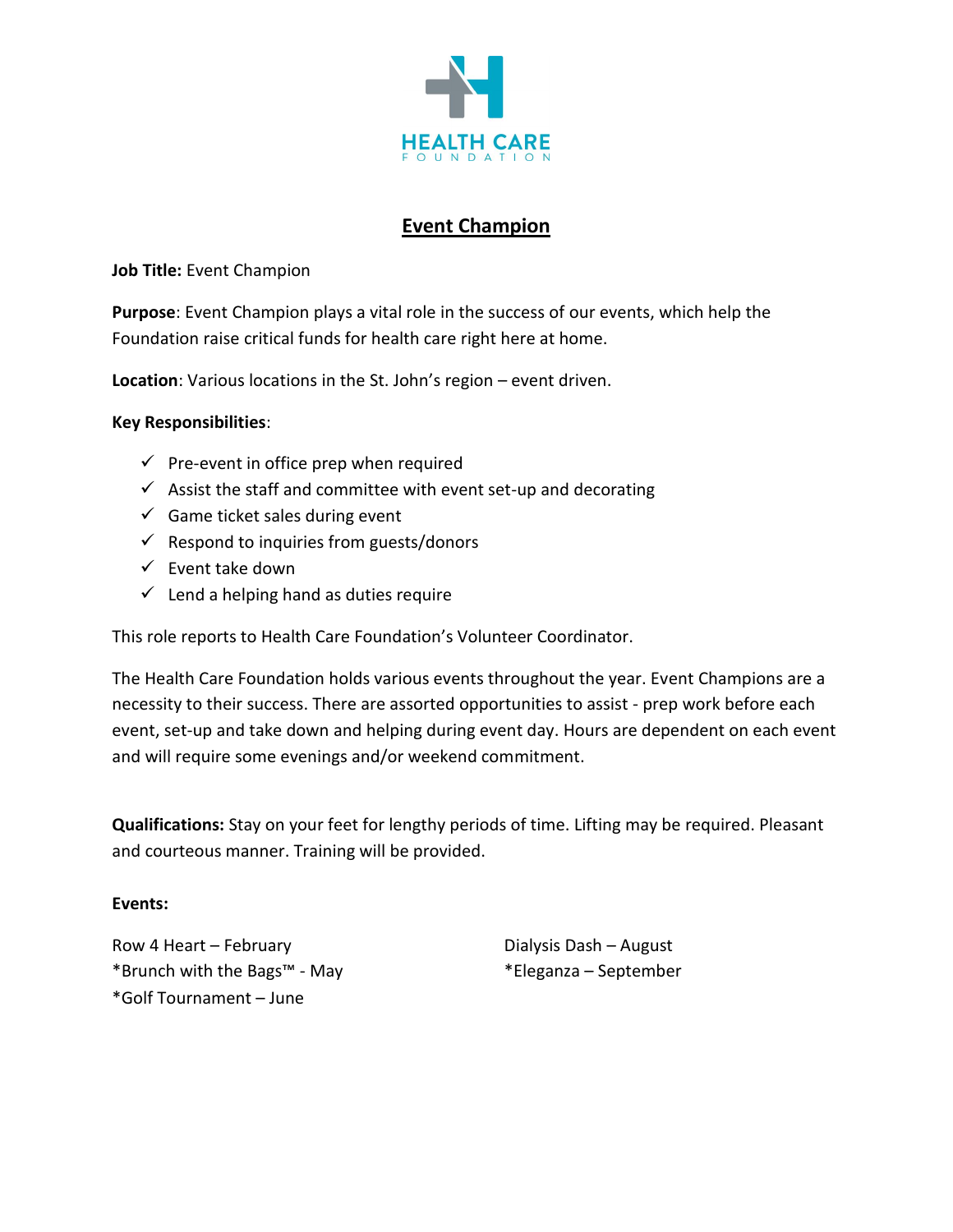HEALTH CARE
FOUNDATION

# Event Champion

**Job Title:** Event Champion

**Purpose**: Event Champion plays a vital role in the success of our events, which help the Foundation raise critical funds for health care right here at home.

**Location**: Various locations in the St. John's region – event driven.

**Key Responsibilities**:

- ✓ Pre-event in office prep when required
- ✓ Assist the staff and committee with event set-up and decorating
- ✓ Game ticket sales during event
- ✓ Respond to inquiries from guests/donors
- ✓ Event take down
- ✓ Lend a helping hand as duties require

This role reports to Health Care Foundation's Volunteer Coordinator.

The Health Care Foundation holds various events throughout the year. Event Champions are a necessity to their success. There are assorted opportunities to assist - prep work before each event, set-up and take down and helping during event day. Hours are dependent on each event and will require some evenings and/or weekend commitment.

**Qualifications:** Stay on your feet for lengthy periods of time. Lifting may be required. Pleasant and courteous manner. Training will be provided.

**Events:**

Row 4 Heart – February
*Brunch with the Bags™ - May
*Golf Tournament – June
Dialysis Dash – August
*Eleganza – September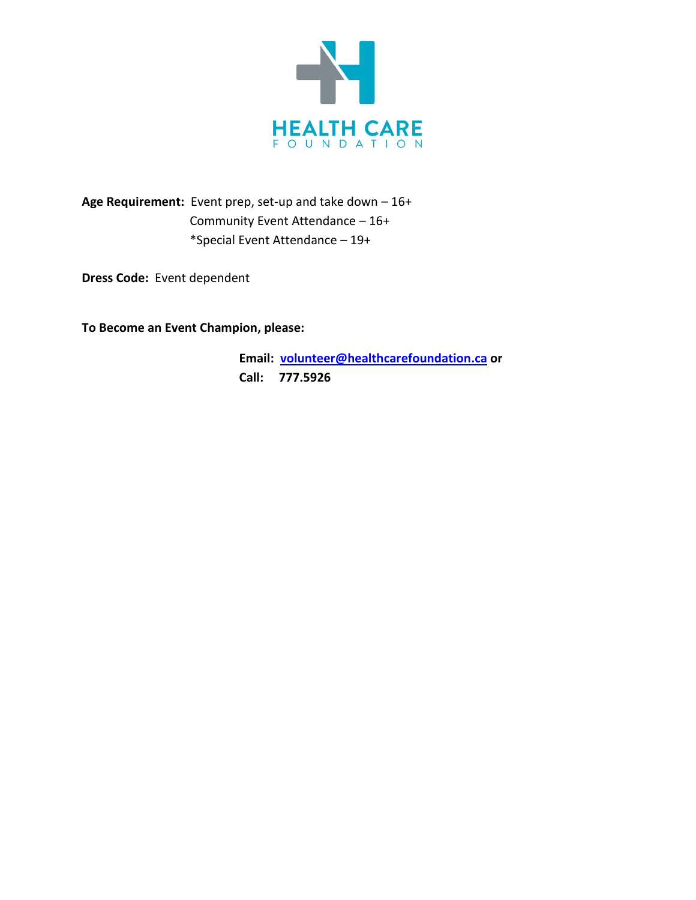HEALTH CARE

FOUNDATION

**Age Requirement:** Event prep, set-up and take down – 16+
Community Event Attendance – 16+
*Special Event Attendance – 19+

**Dress Code:** Event dependent

**To Become an Event Champion, please:**

**Email:** [volunteer@healthcarefoundation.ca](mailto:volunteer@healthcarefoundation.ca) **or**
**Call: 777.5926**